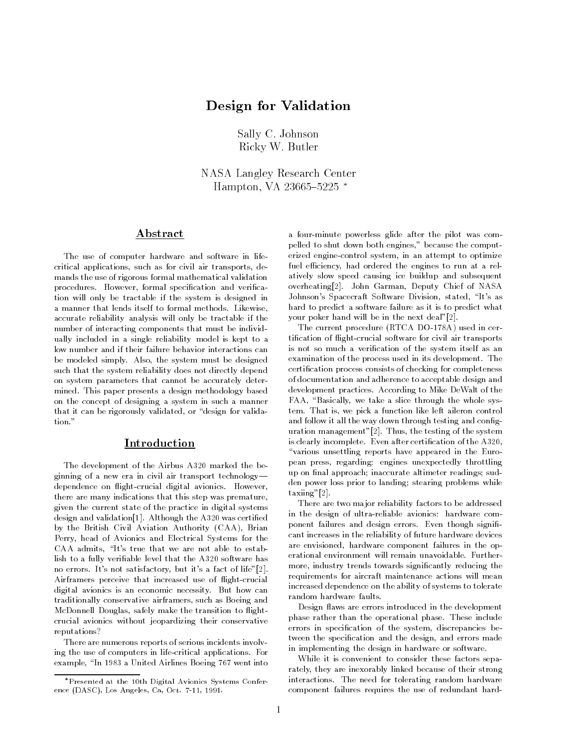# Design for Validation

Sally C. Johnson
Ricky W. Butler

NASA Langley Research Center
Hampton, VA 23665–5225 *

## Abstract

The use of computer hardware and software in life-critical applications, such as for civil air transports, demands the use of rigorous formal mathematical validation procedures. However, formal specification and verification will only be tractable if the system is designed in a manner that lends itself to formal methods. Likewise, accurate reliability analysis will only be tractable if the number of interacting components that must be individually included in a single reliability model is kept to a low number and if their failure behavior interactions can be modeled simply. Also, the system must be designed such that the system reliability does not directly depend on system parameters that cannot be accurately determined. This paper presents a design methodology based on the concept of designing a system in such a manner that it can be rigorously validated, or "design for validation."

## Introduction

The development of the Airbus A320 marked the beginning of a new era in civil air transport technology—dependence on flight-crucial digital avionics. However, there are many indications that this step was premature, given the current state of the practice in digital systems design and validation[1]. Although the A320 was certified by the British Civil Aviation Authority (CAA), Brian Perry, head of Avionics and Electrical Systems for the CAA admits, "It's true that we are not able to establish to a fully verifiable level that the A320 software has no errors. It's not satisfactory, but it's a fact of life"[2]. Airframers perceive that increased use of flight-crucial digital avionics is an economic necessity. But how can traditionally conservative airframers, such as Boeing and McDonnell Douglas, safely make the transition to flight-crucial avionics without jeopardizing their conservative reputations?

There are numerous reports of serious incidents involving the use of computers in life-critical applications. For example, "In 1983 a United Airlines Boeing 767 went into a four-minute powerless glide after the pilot was compelled to shut down both engines," because the computerized engine-control system, in an attempt to optimize fuel efficiency, had ordered the engines to run at a relatively slow speed causing ice buildup and subsequent overheating[2]. John Garman, Deputy Chief of NASA Johnson's Spacecraft Software Division, stated, "It's as hard to predict a software failure as it is to predict what your poker hand will be in the next deal"[2].

The current procedure (RTCA DO-178A) used in certification of flight-crucial software for civil air transports is not so much a verification of the system itself as an examination of the process used in its development. The certification process consists of checking for completeness of documentation and adherence to acceptable design and development practices. According to Mike DeWalt of the FAA, "Basically, we take a slice through the whole system. That is, we pick a function like left aileron control and follow it all the way down through testing and configuration management"[2]. Thus, the testing of the system is clearly incomplete. Even after certification of the A320, "various unsettling reports have appeared in the European press, regarding: engines unexpectedly throttling up on final approach; inaccurate altimeter readings; sudden power loss prior to landing; stearing problems while taxiing"[2].

There are two major reliability factors to be addressed in the design of ultra-reliable avionics: hardware component failures and design errors. Even though significant increases in the reliability of future hardware devices are envisioned, hardware component failures in the operational environment will remain unavoidable. Furthermore, industry trends towards significantly reducing the requirements for aircraft maintenance actions will mean increased dependence on the ability of systems to tolerate random hardware faults.

Design flaws are errors introduced in the development phase rather than the operational phase. These include errors in specification of the system, discrepancies between the specification and the design, and errors made in implementing the design in hardware or software.

While it is convenient to consider these factors separately, they are inexorably linked because of their strong interactions. The need for tolerating random hardware component failures requires the use of redundant hard-

*Presented at the 10th Digital Avionics Systems Conference (DASC), Los Angeles, Ca, Oct. 7-11, 1991.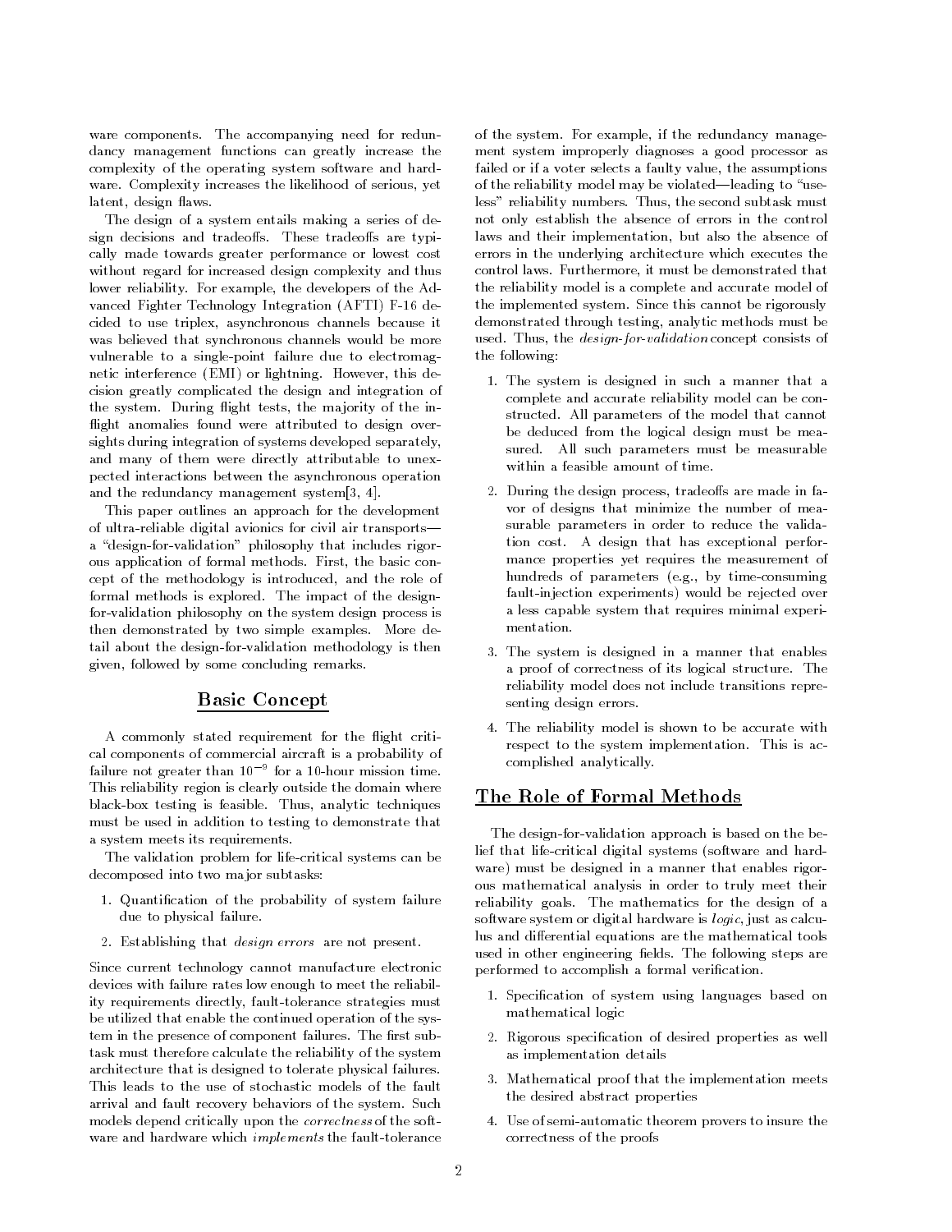ware components. The accompanying need for redundancy management functions can greatly increase the complexity of the operating system software and hardware. Complexity increases the likelihood of serious, yet latent, design flaws.

The design of a system entails making a series of design decisions and tradeoffs. These tradeoffs are typically made towards greater performance or lowest cost without regard for increased design complexity and thus lower reliability. For example, the developers of the Advanced Fighter Technology Integration (AFTI) F-16 decided to use triplex, asynchronous channels because it was believed that synchronous channels would be more vulnerable to a single-point failure due to electromagnetic interference (EMI) or lightning. However, this decision greatly complicated the design and integration of the system. During flight tests, the majority of the in-flight anomalies found were attributed to design oversights during integration of systems developed separately, and many of them were directly attributable to unexpected interactions between the asynchronous operation and the redundancy management system[3, 4].

This paper outlines an approach for the development of ultra-reliable digital avionics for civil air transports—a "design-for-validation" philosophy that includes rigorous application of formal methods. First, the basic concept of the methodology is introduced, and the role of formal methods is explored. The impact of the design-for-validation philosophy on the system design process is then demonstrated by two simple examples. More detail about the design-for-validation methodology is then given, followed by some concluding remarks.

## Basic Concept

A commonly stated requirement for the flight critical components of commercial aircraft is a probability of failure not greater than $10^{-9}$ for a 10-hour mission time. This reliability region is clearly outside the domain where black-box testing is feasible. Thus, analytic techniques must be used in addition to testing to demonstrate that a system meets its requirements.

The validation problem for life-critical systems can be decomposed into two major subtasks:

1. Quantification of the probability of system failure due to physical failure.
2. Establishing that *design errors* are not present.

Since current technology cannot manufacture electronic devices with failure rates low enough to meet the reliability requirements directly, fault-tolerance strategies must be utilized that enable the continued operation of the system in the presence of component failures. The first subtask must therefore calculate the reliability of the system architecture that is designed to tolerate physical failures. This leads to the use of stochastic models of the fault arrival and fault recovery behaviors of the system. Such models depend critically upon the *correctness* of the software and hardware which *implements* the fault-tolerance of the system. For example, if the redundancy management system improperly diagnoses a good processor as failed or if a voter selects a faulty value, the assumptions of the reliability model may be violated—leading to "useless" reliability numbers. Thus, the second subtask must not only establish the absence of errors in the control laws and their implementation, but also the absence of errors in the underlying architecture which executes the control laws. Furthermore, it must be demonstrated that the reliability model is a complete and accurate model of the implemented system. Since this cannot be rigorously demonstrated through testing, analytic methods must be used. Thus, the *design-for-validation* concept consists of the following:

1. The system is designed in such a manner that a complete and accurate reliability model can be constructed. All parameters of the model that cannot be deduced from the logical design must be measured. All such parameters must be measurable within a feasible amount of time.
2. During the design process, tradeoffs are made in favor of designs that minimize the number of measurable parameters in order to reduce the validation cost. A design that has exceptional performance properties yet requires the measurement of hundreds of parameters (e.g., by time-consuming fault-injection experiments) would be rejected over a less capable system that requires minimal experimentation.
3. The system is designed in a manner that enables a proof of correctness of its logical structure. The reliability model does not include transitions representing design errors.
4. The reliability model is shown to be accurate with respect to the system implementation. This is accomplished analytically.

## The Role of Formal Methods

The design-for-validation approach is based on the belief that life-critical digital systems (software and hardware) must be designed in a manner that enables rigorous mathematical analysis in order to truly meet their reliability goals. The mathematics for the design of a software system or digital hardware is *logic*, just as calculus and differential equations are the mathematical tools used in other engineering fields. The following steps are performed to accomplish a formal verification.

1. Specification of system using languages based on mathematical logic
2. Rigorous specification of desired properties as well as implementation details
3. Mathematical proof that the implementation meets the desired abstract properties
4. Use of semi-automatic theorem provers to insure the correctness of the proofs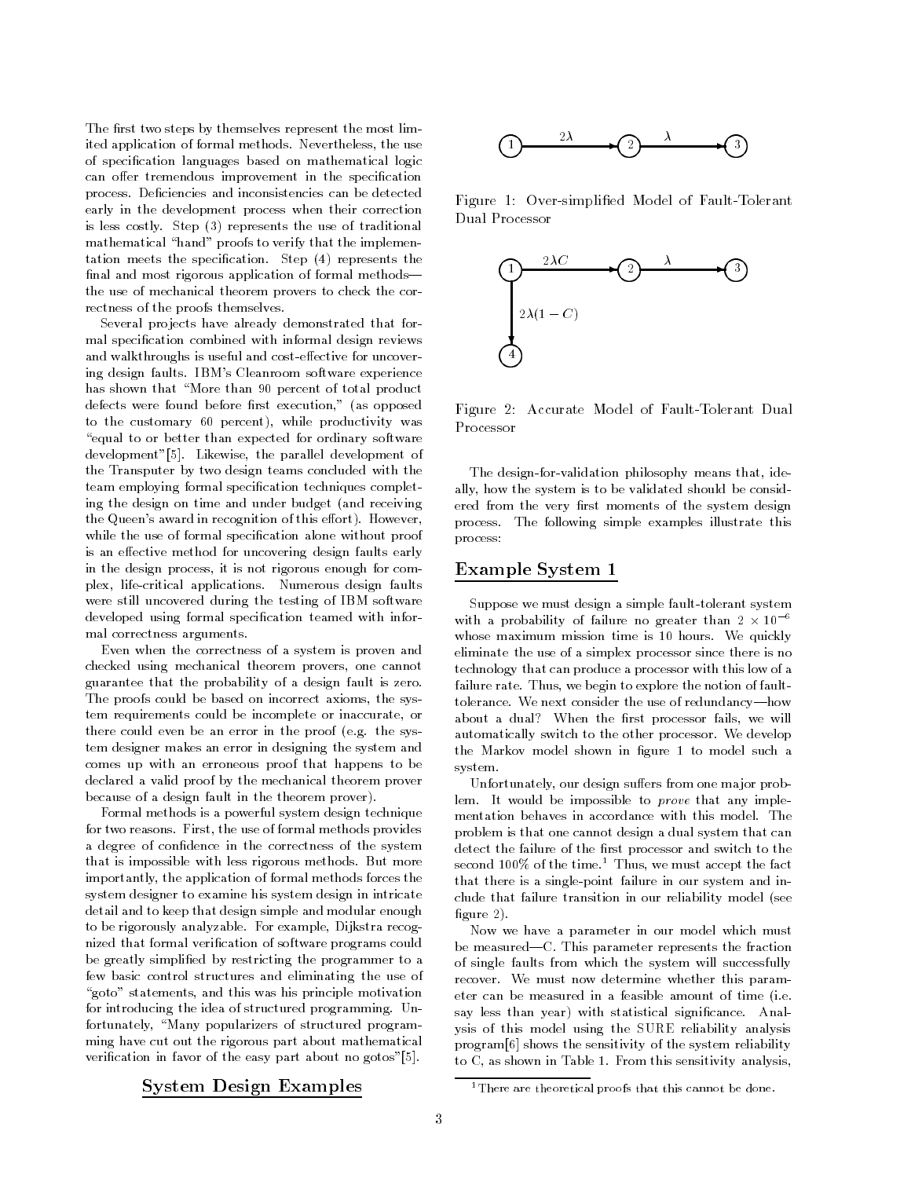The first two steps by themselves represent the most limited application of formal methods. Nevertheless, the use of specification languages based on mathematical logic can offer tremendous improvement in the specification process. Deficiencies and inconsistencies can be detected early in the development process when their correction is less costly. Step (3) represents the use of traditional mathematical "hand" proofs to verify that the implementation meets the specification. Step (4) represents the final and most rigorous application of formal methods—the use of mechanical theorem provers to check the correctness of the proofs themselves.

Several projects have already demonstrated that formal specification combined with informal design reviews and walkthroughs is useful and cost-effective for uncovering design faults. IBM's Cleanroom software experience has shown that "More than 90 percent of total product defects were found before first execution," (as opposed to the customary 60 percent), while productivity was "equal to or better than expected for ordinary software development"[5]. Likewise, the parallel development of the Transputer by two design teams concluded with the team employing formal specification techniques completing the design on time and under budget (and receiving the Queen's award in recognition of this effort). However, while the use of formal specification alone without proof is an effective method for uncovering design faults early in the design process, it is not rigorous enough for complex, life-critical applications. Numerous design faults were still uncovered during the testing of IBM software developed using formal specification teamed with informal correctness arguments.

Even when the correctness of a system is proven and checked using mechanical theorem provers, one cannot guarantee that the probability of a design fault is zero. The proofs could be based on incorrect axioms, the system requirements could be incomplete or inaccurate, or there could even be an error in the proof (e.g. the system designer makes an error in designing the system and comes up with an erroneous proof that happens to be declared a valid proof by the mechanical theorem prover because of a design fault in the theorem prover).

Formal methods is a powerful system design technique for two reasons. First, the use of formal methods provides a degree of confidence in the correctness of the system that is impossible with less rigorous methods. But more importantly, the application of formal methods forces the system designer to examine his system design in intricate detail and to keep that design simple and modular enough to be rigorously analyzable. For example, Dijkstra recognized that formal verification of software programs could be greatly simplified by restricting the programmer to a few basic control structures and eliminating the use of "goto" statements, and this was his principle motivation for introducing the idea of structured programming. Unfortunately, "Many popularizers of structured programming have cut out the rigorous part about mathematical verification in favor of the easy part about no gotos"[5].

## System Design Examples

1 → 2 : $2\lambda$
2 → 3 : $\lambda$

Figure 1: Over-simplified Model of Fault-Tolerant Dual Processor

1 → 2 : $2\lambda C$
2 → 3 : $\lambda$
1 → 4 : $2\lambda(1-C)$

Figure 2: Accurate Model of Fault-Tolerant Dual Processor

The design-for-validation philosophy means that, ideally, how the system is to be validated should be considered from the very first moments of the system design process. The following simple examples illustrate this process:

## Example System 1

Suppose we must design a simple fault-tolerant system with a probability of failure no greater than $2 \times 10^{-6}$ whose maximum mission time is 10 hours. We quickly eliminate the use of a simplex processor since there is no technology that can produce a processor with this low of a failure rate. Thus, we begin to explore the notion of fault-tolerance. We next consider the use of redundancy—how about a dual? When the first processor fails, we will automatically switch to the other processor. We develop the Markov model shown in figure 1 to model such a system.

Unfortunately, our design suffers from one major problem. It would be impossible to *prove* that any implementation behaves in accordance with this model. The problem is that one cannot design a dual system that can detect the failure of the first processor and switch to the second 100% of the time.[1] Thus, we must accept the fact that there is a single-point failure in our system and include that failure transition in our reliability model (see figure 2).

Now we have a parameter in our model which must be measured—C. This parameter represents the fraction of single faults from which the system will successfully recover. We must now determine whether this parameter can be measured in a feasible amount of time (i.e. say less than year) with statistical significance. Analysis of this model using the SURE reliability analysis program[6] shows the sensitivity of the system reliability to C, as shown in Table 1. From this sensitivity analysis,

[1] There are theoretical proofs that this cannot be done.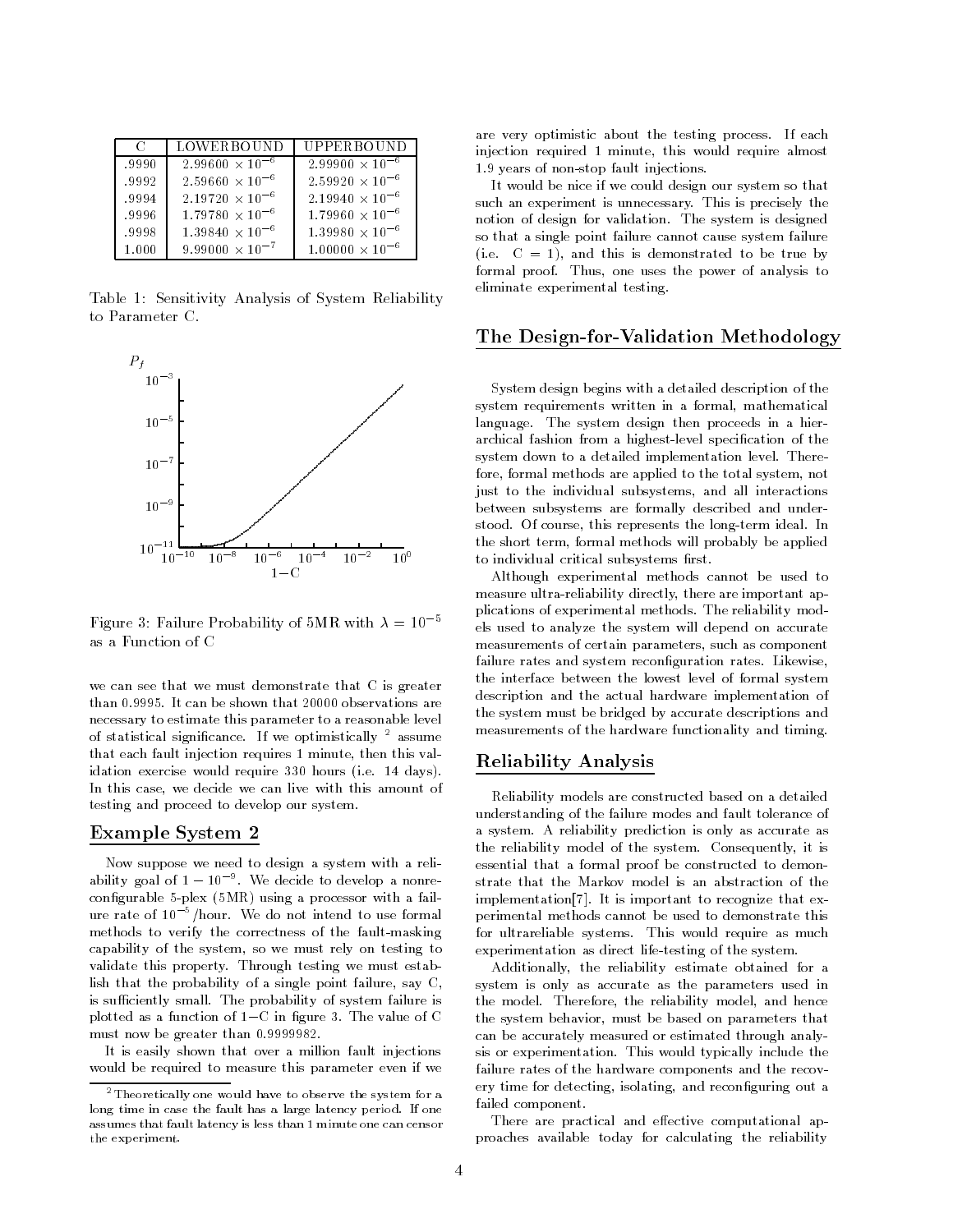| C | LOWERBOUND | UPPERBOUND |
|---|---|---|
| .9990 | $2.99600 \times 10^{-6}$ | $2.99900 \times 10^{-6}$ |
| .9992 | $2.59660 \times 10^{-6}$ | $2.59920 \times 10^{-6}$ |
| .9994 | $2.19720 \times 10^{-6}$ | $2.19940 \times 10^{-6}$ |
| .9996 | $1.79780 \times 10^{-6}$ | $1.79960 \times 10^{-6}$ |
| .9998 | $1.39840 \times 10^{-6}$ | $1.39980 \times 10^{-6}$ |
| 1.000 | $9.99000 \times 10^{-7}$ | $1.00000 \times 10^{-6}$ |

Table 1: Sensitivity Analysis of System Reliability to Parameter C.

$P_f$

$10^{-3}$

$10^{-5}$

$10^{-7}$

$10^{-9}$

$10^{-11}$

$10^{-10}$ $10^{-8}$ $10^{-6}$ $10^{-4}$ $10^{-2}$ $10^{0}$

1−C

Figure 3: Failure Probability of 5MR with $\lambda = 10^{-5}$ as a Function of C

we can see that we must demonstrate that C is greater than 0.9995. It can be shown that 20000 observations are necessary to estimate this parameter to a reasonable level of statistical significance. If we optimistically [2] assume that each fault injection requires 1 minute, then this validation exercise would require 330 hours (i.e. 14 days). In this case, we decide we can live with this amount of testing and proceed to develop our system.

## Example System 2

Now suppose we need to design a system with a reliability goal of $1 - 10^{-9}$. We decide to develop a nonreconfigurable 5-plex (5MR) using a processor with a failure rate of $10^{-5}$/hour. We do not intend to use formal methods to verify the correctness of the fault-masking capability of the system, so we must rely on testing to validate this property. Through testing we must establish that the probability of a single point failure, say C, is sufficiently small. The probability of system failure is plotted as a function of 1−C in figure 3. The value of C must now be greater than 0.9999982.

It is easily shown that over a million fault injections would be required to measure this parameter even if we are very optimistic about the testing process. If each injection required 1 minute, this would require almost 1.9 years of non-stop fault injections.

It would be nice if we could design our system so that such an experiment is unnecessary. This is precisely the notion of design for validation. The system is designed so that a single point failure cannot cause system failure (i.e. C = 1), and this is demonstrated to be true by formal proof. Thus, one uses the power of analysis to eliminate experimental testing.

## The Design-for-Validation Methodology

System design begins with a detailed description of the system requirements written in a formal, mathematical language. The system design then proceeds in a hierarchical fashion from a highest-level specification of the system down to a detailed implementation level. Therefore, formal methods are applied to the total system, not just to the individual subsystems, and all interactions between subsystems are formally described and understood. Of course, this represents the long-term ideal. In the short term, formal methods will probably be applied to individual critical subsystems first.

Although experimental methods cannot be used to measure ultra-reliability directly, there are important applications of experimental methods. The reliability models used to analyze the system will depend on accurate measurements of certain parameters, such as component failure rates and system reconfiguration rates. Likewise, the interface between the lowest level of formal system description and the actual hardware implementation of the system must be bridged by accurate descriptions and measurements of the hardware functionality and timing.

## Reliability Analysis

Reliability models are constructed based on a detailed understanding of the failure modes and fault tolerance of a system. A reliability prediction is only as accurate as the reliability model of the system. Consequently, it is essential that a formal proof be constructed to demonstrate that the Markov model is an abstraction of the implementation[7]. It is important to recognize that experimental methods cannot be used to demonstrate this for ultrareliable systems. This would require as much experimentation as direct life-testing of the system.

Additionally, the reliability estimate obtained for a system is only as accurate as the parameters used in the model. Therefore, the reliability model, and hence the system behavior, must be based on parameters that can be accurately measured or estimated through analysis or experimentation. This would typically include the failure rates of the hardware components and the recovery time for detecting, isolating, and reconfiguring out a failed component.

There are practical and effective computational approaches available today for calculating the reliability

[2] Theoretically one would have to observe the system for a long time in case the fault has a large latency period. If one assumes that fault latency is less than 1 minute one can censor the experiment.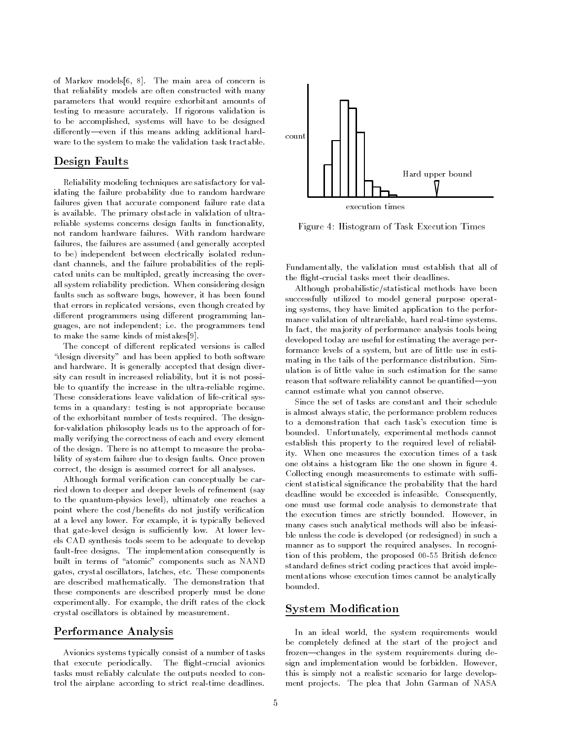of Markov models[6, 8]. The main area of concern is that reliability models are often constructed with many parameters that would require exhorbitant amounts of testing to measure accurately. If rigorous validation is to be accomplished, systems will have to be designed differently—even if this means adding additional hardware to the system to make the validation task tractable.

## Design Faults

Reliability modeling techniques are satisfactory for validating the failure probability due to random hardware failures given that accurate component failure rate data is available. The primary obstacle in validation of ultra-reliable systems concerns design faults in functionality, not random hardware failures. With random hardware failures, the failures are assumed (and generally accepted to be) independent between electrically isolated redundant channels, and the failure probabilities of the replicated units can be multipled, greatly increasing the overall system reliability prediction. When considering design faults such as software bugs, however, it has been found that errors in replicated versions, even though created by different programmers using different programming languages, are not independent; i.e. the programmers tend to make the same kinds of mistakes[9].

The concept of different replicated versions is called "design diversity" and has been applied to both software and hardware. It is generally accepted that design diversity can result in increased reliability, but it is not possible to quantify the increase in the ultra-reliable regime. These considerations leave validation of life-critical systems in a quandary: testing is not appropriate because of the exhorbitant number of tests required. The design-for-validation philosophy leads us to the approach of formally verifying the correctness of each and every element of the design. There is no attempt to measure the probability of system failure due to design faults. Once proven correct, the design is assumed correct for all analyses.

Although formal verification can conceptually be carried down to deeper and deeper levels of refinement (say to the quantum-physics level), ultimately one reaches a point where the cost/benefits do not justify verification at a level any lower. For example, it is typically believed that gate-level design is sufficiently low. At lower levels CAD synthesis tools seem to be adequate to develop fault-free designs. The implementation consequently is built in terms of "atomic" components such as NAND gates, crystal oscillators, latches, etc. These components are described mathematically. The demonstration that these components are described properly must be done experimentally. For example, the drift rates of the clock crystal oscillators is obtained by measurement.

## Performance Analysis

Avionics systems typically consist of a number of tasks that execute periodically. The flight-crucial avionics tasks must reliably calculate the outputs needed to control the airplane according to strict real-time deadlines.

count

Hard upper bound

execution times

Figure 4: Histogram of Task Execution Times

Fundamentally, the validation must establish that all of the flight-crucial tasks meet their deadlines.

Although probabilistic/statistical methods have been successfully utilized to model general purpose operating systems, they have limited application to the performance validation of ultrareliable, hard real-time systems. In fact, the majority of performance analysis tools being developed today are useful for estimating the average performance levels of a system, but are of little use in estimating in the tails of the performance distribution. Simulation is of little value in such estimation for the same reason that software reliability cannot be quantified—you cannot estimate what you cannot observe.

Since the set of tasks are constant and their schedule is almost always static, the performance problem reduces to a demonstration that each task's execution time is bounded. Unfortunately, experimental methods cannot establish this property to the required level of reliability. When one measures the execution times of a task one obtains a histogram like the one shown in figure 4. Collecting enough measurements to estimate with sufficient statistical significance the probability that the hard deadline would be exceeded is infeasible. Consequently, one must use formal code analysis to demonstrate that the execution times are strictly bounded. However, in many cases such analytical methods will also be infeasible unless the code is developed (or redesigned) in such a manner as to support the required analyses. In recognition of this problem, the proposed 00-55 British defence standard defines strict coding practices that avoid implementations whose execution times cannot be analytically bounded.

## System Modification

In an ideal world, the system requirements would be completely defined at the start of the project and frozen—changes in the system requirements during design and implementation would be forbidden. However, this is simply not a realistic scenario for large development projects. The plea that John Garman of NASA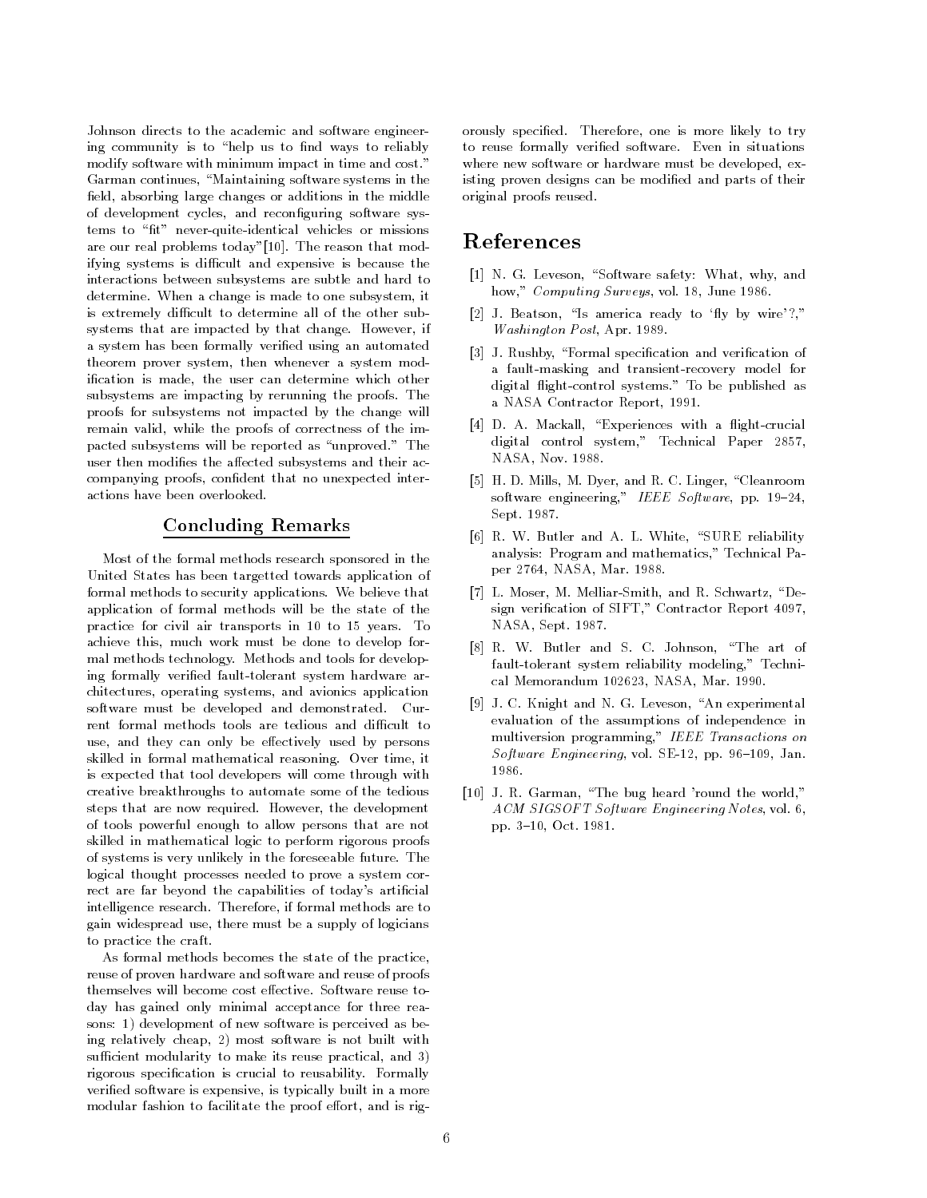Johnson directs to the academic and software engineering community is to "help us to find ways to reliably modify software with minimum impact in time and cost." Garman continues, "Maintaining software systems in the field, absorbing large changes or additions in the middle of development cycles, and reconfiguring software systems to "fit" never-quite-identical vehicles or missions are our real problems today"[10]. The reason that modifying systems is difficult and expensive is because the interactions between subsystems are subtle and hard to determine. When a change is made to one subsystem, it is extremely difficult to determine all of the other subsystems that are impacted by that change. However, if a system has been formally verified using an automated theorem prover system, then whenever a system modification is made, the user can determine which other subsystems are impacting by rerunning the proofs. The proofs for subsystems not impacted by the change will remain valid, while the proofs of correctness of the impacted subsystems will be reported as "unproved." The user then modifies the affected subsystems and their accompanying proofs, confident that no unexpected interactions have been overlooked.

## Concluding Remarks

Most of the formal methods research sponsored in the United States has been targetted towards application of formal methods to security applications. We believe that application of formal methods will be the state of the practice for civil air transports in 10 to 15 years. To achieve this, much work must be done to develop formal methods technology. Methods and tools for developing formally verified fault-tolerant system hardware architectures, operating systems, and avionics application software must be developed and demonstrated. Current formal methods tools are tedious and difficult to use, and they can only be effectively used by persons skilled in formal mathematical reasoning. Over time, it is expected that tool developers will come through with creative breakthroughs to automate some of the tedious steps that are now required. However, the development of tools powerful enough to allow persons that are not skilled in mathematical logic to perform rigorous proofs of systems is very unlikely in the foreseeable future. The logical thought processes needed to prove a system correct are far beyond the capabilities of today's artificial intelligence research. Therefore, if formal methods are to gain widespread use, there must be a supply of logicians to practice the craft.

As formal methods becomes the state of the practice, reuse of proven hardware and software and reuse of proofs themselves will become cost effective. Software reuse today has gained only minimal acceptance for three reasons: 1) development of new software is perceived as being relatively cheap, 2) most software is not built with sufficient modularity to make its reuse practical, and 3) rigorous specification is crucial to reusability. Formally verified software is expensive, is typically built in a more modular fashion to facilitate the proof effort, and is rigorously specified. Therefore, one is more likely to try to reuse formally verified software. Even in situations where new software or hardware must be developed, existing proven designs can be modified and parts of their original proofs reused.

# References

[1] N. G. Leveson, "Software safety: What, why, and how," *Computing Surveys*, vol. 18, June 1986.

[2] J. Beatson, "Is america ready to 'fly by wire'?," *Washington Post*, Apr. 1989.

[3] J. Rushby, "Formal specification and verification of a fault-masking and transient-recovery model for digital flight-control systems." To be published as a NASA Contractor Report, 1991.

[4] D. A. Mackall, "Experiences with a flight-crucial digital control system," Technical Paper 2857, NASA, Nov. 1988.

[5] H. D. Mills, M. Dyer, and R. C. Linger, "Cleanroom software engineering," *IEEE Software*, pp. 19–24, Sept. 1987.

[6] R. W. Butler and A. L. White, "SURE reliability analysis: Program and mathematics," Technical Paper 2764, NASA, Mar. 1988.

[7] L. Moser, M. Melliar-Smith, and R. Schwartz, "Design verification of SIFT," Contractor Report 4097, NASA, Sept. 1987.

[8] R. W. Butler and S. C. Johnson, "The art of fault-tolerant system reliability modeling," Technical Memorandum 102623, NASA, Mar. 1990.

[9] J. C. Knight and N. G. Leveson, "An experimental evaluation of the assumptions of independence in multiversion programming," *IEEE Transactions on Software Engineering*, vol. SE-12, pp. 96–109, Jan. 1986.

[10] J. R. Garman, "The bug heard 'round the world," *ACM SIGSOFT Software Engineering Notes*, vol. 6, pp. 3–10, Oct. 1981.